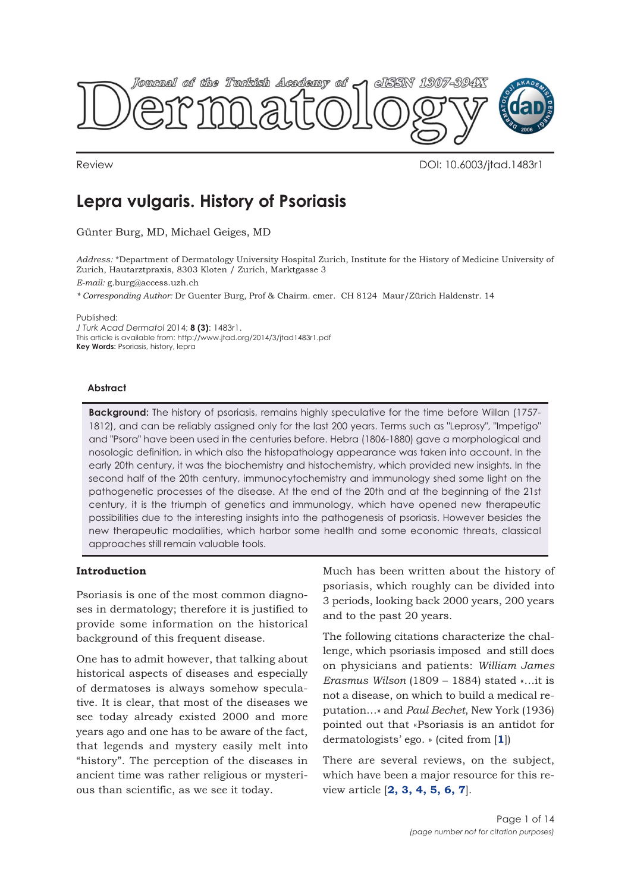Review

DOI: 10.6003/jtad.1483r1

# Lepra vulgaris. History of Psoriasis

Günter Burg, MD, Michael Geiges, MD

*Address:* *Department of Dermatology University Hospital Zurich, Institute for the History of Medicine University of Zurich, Hautarztpraxis, 8303 Kloten / Zurich, Marktgasse 3

*E-mail:* g.burg@access.uzh.ch

*\* Corresponding Author:* Dr Guenter Burg, Prof & Chairm. emer. CH 8124 Maur/Zürich Haldenstr. 14

Published:
*J Turk Acad Dermatol* 2014; **8 (3)**: 1483r1.
This article is available from: http://www.jtad.org/2014/3/jtad1483r1.pdf
**Key Words:** Psoriasis, history, lepra

#### Abstract

**Background:** The history of psoriasis, remains highly speculative for the time before Willan (1757-1812), and can be reliably assigned only for the last 200 years. Terms such as "Leprosy", "Impetigo" and "Psora" have been used in the centuries before. Hebra (1806-1880) gave a morphological and nosologic definition, in which also the histopathology appearance was taken into account. In the early 20th century, it was the biochemistry and histochemistry, which provided new insights. In the second half of the 20th century, immunocytochemistry and immunology shed some light on the pathogenetic processes of the disease. At the end of the 20th and at the beginning of the 21st century, it is the triumph of genetics and immunology, which have opened new therapeutic possibilities due to the interesting insights into the pathogenesis of psoriasis. However besides the new therapeutic modalities, which harbor some health and some economic threats, classical approaches still remain valuable tools.

## Introduction

Psoriasis is one of the most common diagnoses in dermatology; therefore it is justified to provide some information on the historical background of this frequent disease.

One has to admit however, that talking about historical aspects of diseases and especially of dermatoses is always somehow speculative. It is clear, that most of the diseases we see today already existed 2000 and more years ago and one has to be aware of the fact, that legends and mystery easily melt into "history". The perception of the diseases in ancient time was rather religious or mysterious than scientific, as we see it today.

Much has been written about the history of psoriasis, which roughly can be divided into 3 periods, looking back 2000 years, 200 years and to the past 20 years.

The following citations characterize the challenge, which psoriasis imposed and still does on physicians and patients: *William James Erasmus Wilson* (1809 – 1884) stated «…it is not a disease, on which to build a medical reputation…» and *Paul Bechet*, New York (1936) pointed out that «Psoriasis is an antidot for dermatologists' ego. » (cited from [**1**])

There are several reviews, on the subject, which have been a major resource for this review article [**2, 3, 4, 5, 6, 7**].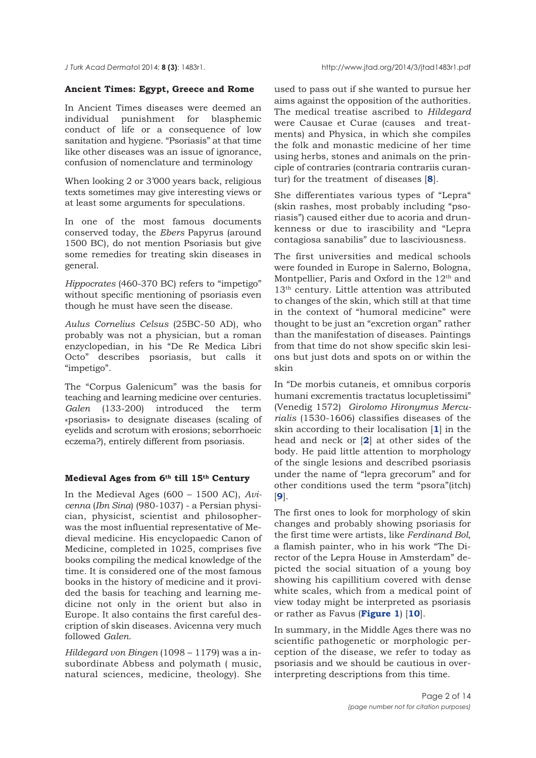## Ancient Times: Egypt, Greece and Rome

In Ancient Times diseases were deemed an individual punishment for blasphemic conduct of life or a consequence of low sanitation and hygiene. "Psoriasis" at that time like other diseases was an issue of ignorance, confusion of nomenclature and terminology

When looking 2 or 3'000 years back, religious texts sometimes may give interesting views or at least some arguments for speculations.

In one of the most famous documents conserved today, the *Ebers* Papyrus (around 1500 BC), do not mention Psoriasis but give some remedies for treating skin diseases in general.

*Hippocrates* (460-370 BC) refers to "impetigo" without specific mentioning of psoriasis even though he must have seen the disease.

*Aulus Cornelius Celsus* (25BC-50 AD), who probably was not a physician, but a roman enzyclopedian, in his "De Re Medica Libri Octo" describes psoriasis, but calls it "impetigo".

The "Corpus Galenicum" was the basis for teaching and learning medicine over centuries. *Galen* (133-200) introduced the term «psoriasis» to designate diseases (scaling of eyelids and scrotum with erosions; seborrhoeic eczema?), entirely different from psoriasis.

## Medieval Ages from 6th till 15th Century

In the Medieval Ages (600 – 1500 AC), *Avicenna* (*Ibn Sina*) (980-1037) - a Persian physician, physicist, scientist and philosopher- was the most influential representative of Medieval medicine. His encyclopaedic Canon of Medicine, completed in 1025, comprises five books compiling the medical knowledge of the time. It is considered one of the most famous books in the history of medicine and it provided the basis for teaching and learning medicine not only in the orient but also in Europe. It also contains the first careful description of skin diseases. Avicenna very much followed *Galen*.

*Hildegard von Bingen* (1098 – 1179) was a insubordinate Abbess and polymath ( music, natural sciences, medicine, theology). She used to pass out if she wanted to pursue her aims against the opposition of the authorities. The medical treatise ascribed to *Hildegard* were Causae et Curae (causes and treatments) and Physica, in which she compiles the folk and monastic medicine of her time using herbs, stones and animals on the principle of contraries (contraria contrariis curantur) for the treatment of diseases [**8**].

She differentiates various types of "Lepra" (skin rashes, most probably including "psoriasis") caused either due to acoria and drunkenness or due to irascibility and "Lepra contagiosa sanabilis" due to lasciviousness.

The first universities and medical schools were founded in Europe in Salerno, Bologna, Montpellier, Paris and Oxford in the 12th and 13th century. Little attention was attributed to changes of the skin, which still at that time in the context of "humoral medicine" were thought to be just an "excretion organ" rather than the manifestation of diseases. Paintings from that time do not show specific skin lesions but just dots and spots on or within the skin

In "De morbis cutaneis, et omnibus corporis humani excrementis tractatus locupletissimi" (Venedig 1572) *Girolomo Hironymus Mercurialis* (1530-1606) classifies diseases of the skin according to their localisation [**1**] in the head and neck or [**2**] at other sides of the body. He paid little attention to morphology of the single lesions and described psoriasis under the name of "lepra grecorum" and for other conditions used the term "psora"(itch) [**9**].

The first ones to look for morphology of skin changes and probably showing psoriasis for the first time were artists, like *Ferdinand Bol*, a flamish painter, who in his work "The Director of the Lepra House in Amsterdam" depicted the social situation of a young boy showing his capillitium covered with dense white scales, which from a medical point of view today might be interpreted as psoriasis or rather as Favus (**Figure 1**) [**10**].

In summary, in the Middle Ages there was no scientific pathogenetic or morphologic perception of the disease, we refer to today as psoriasis and we should be cautious in overinterpreting descriptions from this time.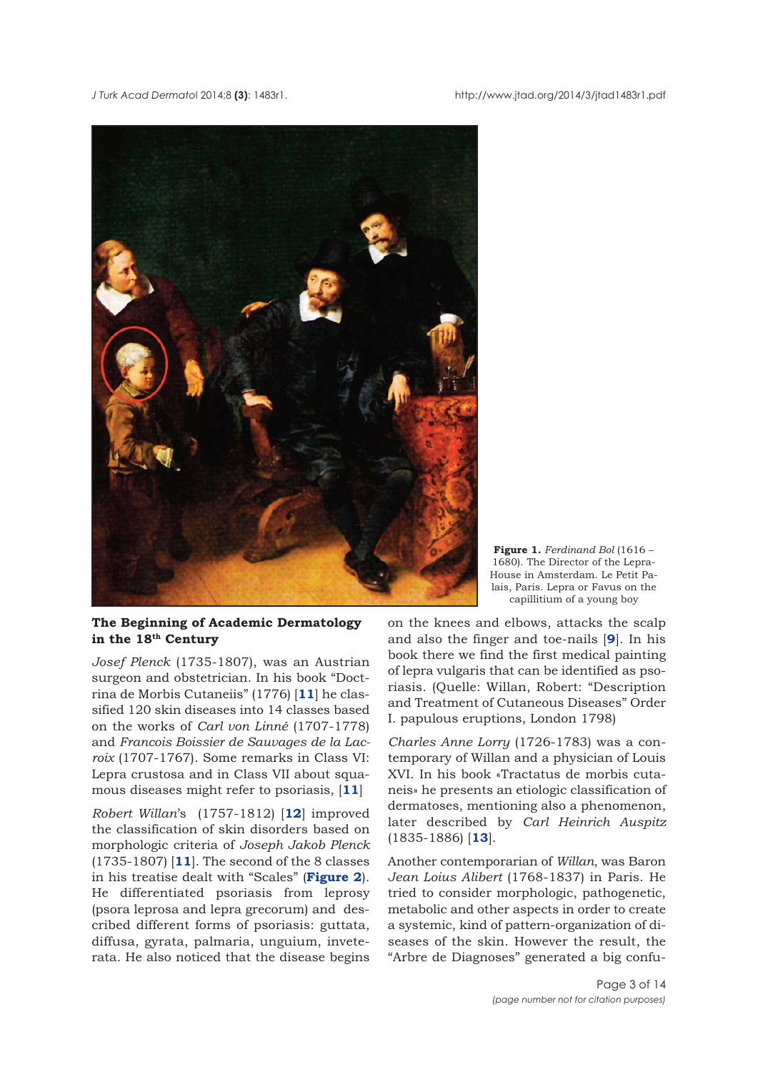**Figure 1.** *Ferdinand Bol* (1616 – 1680). The Director of the Lepra-House in Amsterdam. Le Petit Palais, Paris. Lepra or Favus on the capillitium of a young boy

## The Beginning of Academic Dermatology in the 18th Century

*Josef Plenck* (1735-1807), was an Austrian surgeon and obstetrician. In his book "Doctrina de Morbis Cutaneiis" (1776) [**11**] he classified 120 skin diseases into 14 classes based on the works of *Carl von Linné* (1707-1778) and *Francois Boissier de Sauvages de la Lacroix* (1707-1767). Some remarks in Class VI: Lepra crustosa and in Class VII about squamous diseases might refer to psoriasis, [**11**]

*Robert Willan*'s (1757-1812) [**12**] improved the classification of skin disorders based on morphologic criteria of *Joseph Jakob Plenck* (1735-1807) [**11**]. The second of the 8 classes in his treatise dealt with "Scales" (**Figure 2**). He differentiated psoriasis from leprosy (psora leprosa and lepra grecorum) and described different forms of psoriasis: guttata, diffusa, gyrata, palmaria, unguium, inveterata. He also noticed that the disease begins on the knees and elbows, attacks the scalp and also the finger and toe-nails [**9**]. In his book there we find the first medical painting of lepra vulgaris that can be identified as psoriasis. (Quelle: Willan, Robert: "Description and Treatment of Cutaneous Diseases" Order I. papulous eruptions, London 1798)

*Charles Anne Lorry* (1726-1783) was a contemporary of Willan and a physician of Louis XVI. In his book «Tractatus de morbis cutaneis» he presents an etiologic classification of dermatoses, mentioning also a phenomenon, later described by *Carl Heinrich Auspitz* (1835-1886) [**13**].

Another contemporarian of *Willan*, was Baron *Jean Loius Alibert* (1768-1837) in Paris. He tried to consider morphologic, pathogenetic, metabolic and other aspects in order to create a systemic, kind of pattern-organization of diseases of the skin. However the result, the "Arbre de Diagnoses" generated a big confu-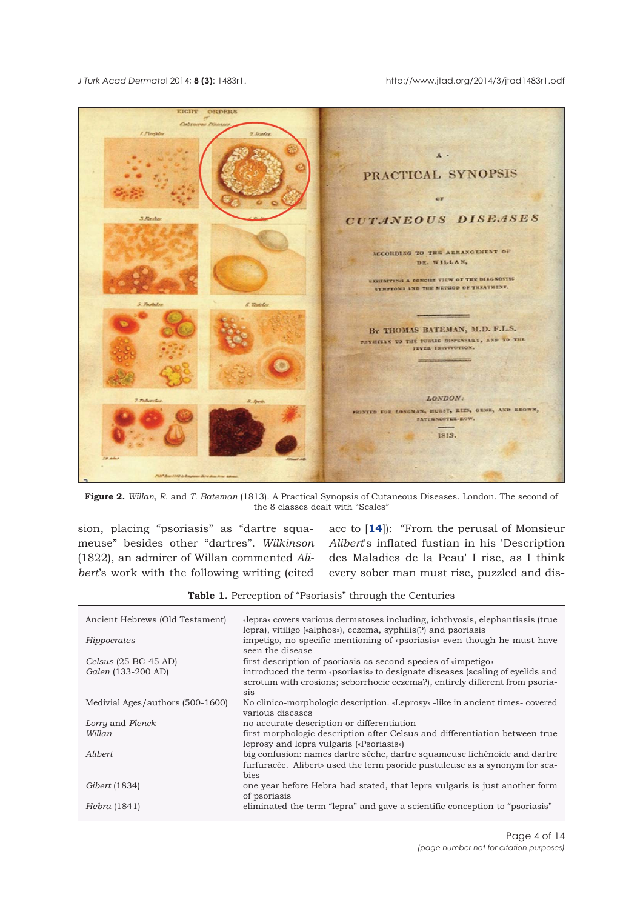**Figure 2.** *Willan, R.* and *T. Bateman* (1813). A Practical Synopsis of Cutaneous Diseases. London. The second of the 8 classes dealt with "Scales"

sion, placing "psoriasis" as "dartre squameuse" besides other "dartres". *Wilkinson* (1822), an admirer of Willan commented *Alibert*'s work with the following writing (cited acc to [**14**]): "From the perusal of Monsieur *Alibert*'s inflated fustian in his 'Description des Maladies de la Peau' I rise, as I think every sober man must rise, puzzled and dis-

**Table 1.** Perception of "Psoriasis" through the Centuries

| | |
|---|---|
| Ancient Hebrews (Old Testament) | «lepra» covers various dermatoses including, ichthyosis, elephantiasis (true lepra), vitiligo («alphos»), eczema, syphilis(?) and psoriasis |
| *Hippocrates* | impetigo, no specific mentioning of «psoriasis» even though he must have seen the disease |
| *Celsus* (25 BC-45 AD) | first description of psoriasis as second species of «impetigo» |
| *Galen* (133-200 AD) | introduced the term «psoriasis» to designate diseases (scaling of eyelids and scrotum with erosions; seborrhoeic eczema?), entirely different from psoriasis |
| Medivial Ages/authors (500-1600) | No clinico-morphologic description. «Leprosy» -like in ancient times- covered various diseases |
| *Lorry* and *Plenck* | no accurate description or differentiation |
| *Willan* | first morphologic description after Celsus and differentiation between true leprosy and lepra vulgaris («Psoriasis») |
| *Alibert* | big confusion: names dartre sèche, dartre squameuse lichénoide and dartre furfuracée. Alibert» used the term psoride pustuleuse as a synonym for scabies |
| *Gibert* (1834) | one year before Hebra had stated, that lepra vulgaris is just another form of psoriasis |
| *Hebra* (1841) | eliminated the term "lepra" and gave a scientific conception to "psoriasis" |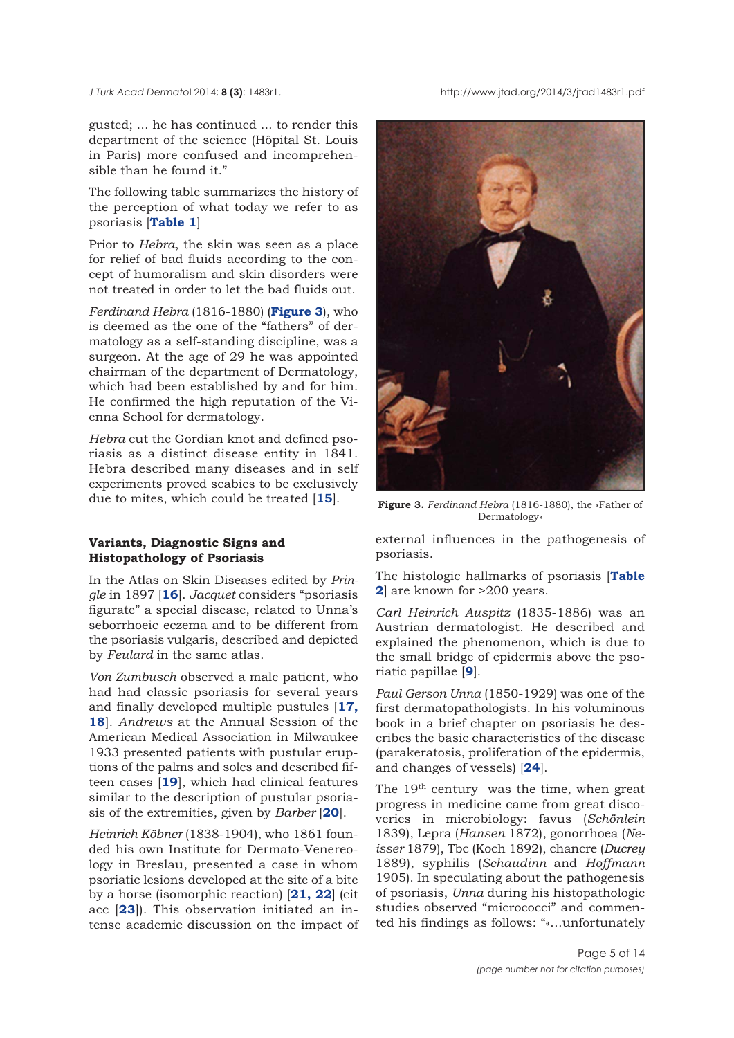gusted; ... he has continued ... to render this department of the science (Hôpital St. Louis in Paris) more confused and incomprehensible than he found it."

The following table summarizes the history of the perception of what today we refer to as psoriasis [**Table 1**]

Prior to *Hebra*, the skin was seen as a place for relief of bad fluids according to the concept of humoralism and skin disorders were not treated in order to let the bad fluids out.

*Ferdinand Hebra* (1816-1880) (**Figure 3**), who is deemed as the one of the "fathers" of dermatology as a self-standing discipline, was a surgeon. At the age of 29 he was appointed chairman of the department of Dermatology, which had been established by and for him. He confirmed the high reputation of the Vienna School for dermatology.

*Hebra* cut the Gordian knot and defined psoriasis as a distinct disease entity in 1841. Hebra described many diseases and in self experiments proved scabies to be exclusively due to mites, which could be treated [**15**].

**Figure 3.** *Ferdinand Hebra* (1816-1880), the «Father of Dermatology»

### Variants, Diagnostic Signs and Histopathology of Psoriasis

In the Atlas on Skin Diseases edited by *Pringle* in 1897 [**16**]. *Jacquet* considers "psoriasis figurate" a special disease, related to Unna's seborrhoeic eczema and to be different from the psoriasis vulgaris, described and depicted by *Feulard* in the same atlas.

*Von Zumbusch* observed a male patient, who had had classic psoriasis for several years and finally developed multiple pustules [**17, 18**]. *Andrews* at the Annual Session of the American Medical Association in Milwaukee 1933 presented patients with pustular eruptions of the palms and soles and described fifteen cases [**19**], which had clinical features similar to the description of pustular psoriasis of the extremities, given by *Barber* [**20**].

*Heinrich Köbner* (1838-1904), who 1861 founded his own Institute for Dermato-Venereology in Breslau, presented a case in whom psoriatic lesions developed at the site of a bite by a horse (isomorphic reaction) [**21, 22**] (cit acc [**23**]). This observation initiated an intense academic discussion on the impact of external influences in the pathogenesis of psoriasis.

The histologic hallmarks of psoriasis [**Table 2**] are known for >200 years.

*Carl Heinrich Auspitz* (1835-1886) was an Austrian dermatologist. He described and explained the phenomenon, which is due to the small bridge of epidermis above the psoriatic papillae [**9**].

*Paul Gerson Unna* (1850-1929) was one of the first dermatopathologists. In his voluminous book in a brief chapter on psoriasis he describes the basic characteristics of the disease (parakeratosis, proliferation of the epidermis, and changes of vessels) [**24**].

The 19th century was the time, when great progress in medicine came from great discoveries in microbiology: favus (*Schönlein* 1839), Lepra (*Hansen* 1872), gonorrhoea (*Neisser* 1879), Tbc (Koch 1892), chancre (*Ducrey* 1889), syphilis (*Schaudinn* and *Hoffmann* 1905). In speculating about the pathogenesis of psoriasis, *Unna* during his histopathologic studies observed "micrococci" and commented his findings as follows: "«...unfortunately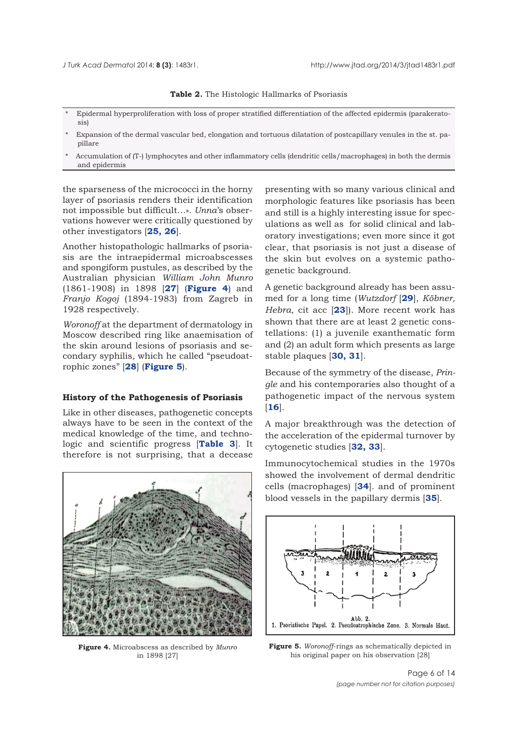**Table 2.** The Histologic Hallmarks of Psoriasis

* Epidermal hyperproliferation with loss of proper stratified differentiation of the affected epidermis (parakeratosis)
* Expansion of the dermal vascular bed, elongation and tortuous dilatation of postcapillary venules in the st. papillare
* Accumulation of (T-) lymphocytes and other inflammatory cells (dendritic cells/macrophages) in both the dermis and epidermis

the sparseness of the micrococci in the horny layer of psoriasis renders their identification not impossible but difficult...». *Unna*'s observations however were critically questioned by other investigators [25, 26].

Another histopathologic hallmarks of psoriasis are the intraepidermal microabscesses and spongiform pustules, as described by the Australian physician *William John Munro* (1861-1908) in 1898 [27] (**Figure 4**) and *Franjo Kogoj* (1894-1983) from Zagreb in 1928 respectively.

*Woronoff* at the department of dermatology in Moscow described ring like anaemisation of the skin around lesions of psoriasis and secondary syphilis, which he called "pseudoatrophic zones" [28] (**Figure 5**).

### History of the Pathogenesis of Psoriasis

Like in other diseases, pathogenetic concepts always have to be seen in the context of the medical knowledge of the time, and technologic and scientific progress [**Table 3**]. It therefore is not surprising, that a decease presenting with so many various clinical and morphologic features like psoriasis has been and still is a highly interesting issue for speculations as well as for solid clinical and laboratory investigations; even more since it got clear, that psoriasis is not just a disease of the skin but evolves on a systemic pathogenetic background.

**Figure 4.** Microabscess as described by *Munro* in 1898 [27]

A genetic background already has been assumed for a long time (*Wutzdorf* [29], *Köbner, Hebra*, cit acc [23]). More recent work has shown that there are at least 2 genetic constellations: (1) a juvenile exanthematic form and (2) an adult form which presents as large stable plaques [30, 31].

Because of the symmetry of the disease, *Pringle* and his contemporaries also thought of a pathogenetic impact of the nervous system [16].

A major breakthrough was the detection of the acceleration of the epidermal turnover by cytogenetic studies [32, 33].

Immunocytochemical studies in the 1970s showed the involvement of dermal dendritic cells (macrophages) [34]. and of prominent blood vessels in the papillary dermis [35].

**Figure 5.** *Woronoff*-rings as schematically depicted in his original paper on his observation [28]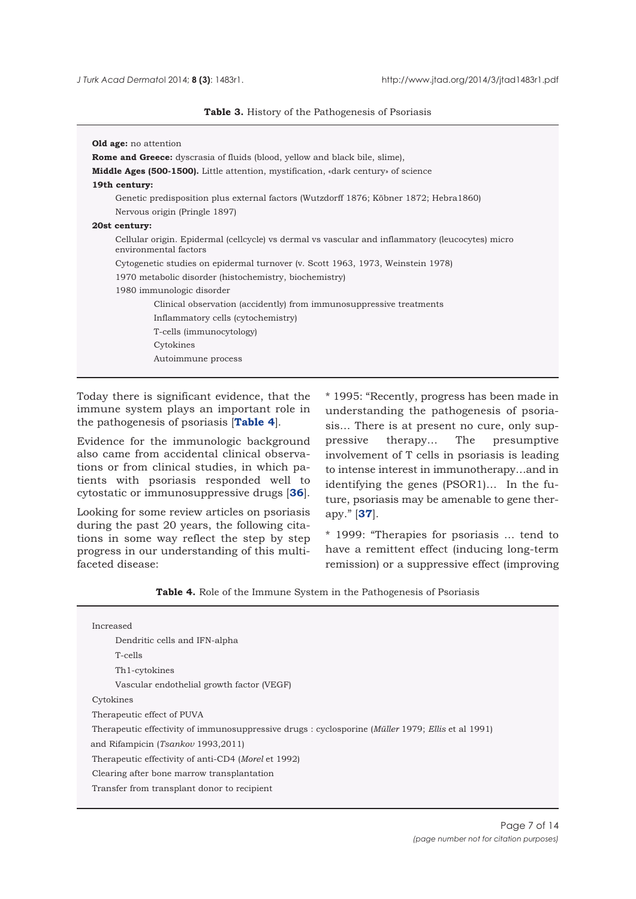**Table 3.** History of the Pathogenesis of Psoriasis

**Old age:** no attention

**Rome and Greece:** dyscrasia of fluids (blood, yellow and black bile, slime),

**Middle Ages (500-1500).** Little attention, mystification, «dark century» of science

**19th century:**

- Genetic predisposition plus external factors (Wutzdorff 1876; Köbner 1872; Hebra1860)
- Nervous origin (Pringle 1897)

**20st century:**

- Cellular origin. Epidermal (cellcycle) vs dermal vs vascular and inflammatory (leucocytes) micro environmental factors
- Cytogenetic studies on epidermal turnover (v. Scott 1963, 1973, Weinstein 1978)
- 1970 metabolic disorder (histochemistry, biochemistry)
- 1980 immunologic disorder
  - Clinical observation (accidently) from immunosuppressive treatments
  - Inflammatory cells (cytochemistry)
  - T-cells (immunocytology)
  - Cytokines
  - Autoimmune process

Today there is significant evidence, that the immune system plays an important role in the pathogenesis of psoriasis [**Table 4**].

Evidence for the immunologic background also came from accidental clinical observations or from clinical studies, in which patients with psoriasis responded well to cytostatic or immunosuppressive drugs [**36**].

Looking for some review articles on psoriasis during the past 20 years, the following citations in some way reflect the step by step progress in our understanding of this multifaceted disease:

* 1995: “Recently, progress has been made in understanding the pathogenesis of psoriasis… There is at present no cure, only suppressive therapy… The presumptive involvement of T cells in psoriasis is leading to intense interest in immunotherapy…and in identifying the genes (PSOR1)… In the future, psoriasis may be amenable to gene therapy.” [**37**].

* 1999: “Therapies for psoriasis … tend to have a remittent effect (inducing long-term remission) or a suppressive effect (improving

**Table 4.** Role of the Immune System in the Pathogenesis of Psoriasis

Increased

- Dendritic cells and IFN-alpha
- T-cells
- Th1-cytokines
- Vascular endothelial growth factor (VEGF)

Cytokines

Therapeutic effect of PUVA

Therapeutic effectivity of immunosuppressive drugs : cyclosporine (*Müller* 1979; *Ellis* et al 1991) and Rifampicin (*Tsankov* 1993,2011)

Therapeutic effectivity of anti-CD4 (*Morel* et 1992)

Clearing after bone marrow transplantation

Transfer from transplant donor to recipient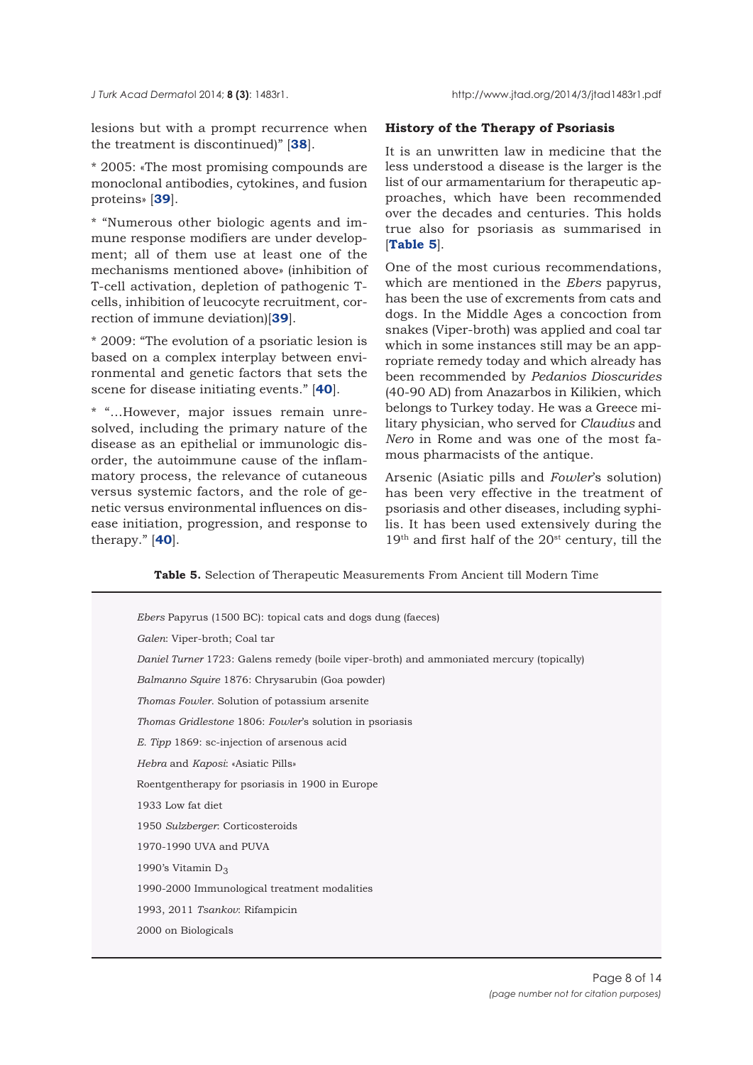lesions but with a prompt recurrence when the treatment is discontinued)" [**38**].

* 2005: «The most promising compounds are monoclonal antibodies, cytokines, and fusion proteins» [**39**].

* "Numerous other biologic agents and immune response modifiers are under development; all of them use at least one of the mechanisms mentioned above» (inhibition of T-cell activation, depletion of pathogenic T-cells, inhibition of leucocyte recruitment, correction of immune deviation)[**39**].

* 2009: "The evolution of a psoriatic lesion is based on a complex interplay between environmental and genetic factors that sets the scene for disease initiating events." [**40**].

* "…However, major issues remain unresolved, including the primary nature of the disease as an epithelial or immunologic disorder, the autoimmune cause of the inflammatory process, the relevance of cutaneous versus systemic factors, and the role of genetic versus environmental influences on disease initiation, progression, and response to therapy." [**40**].

**History of the Therapy of Psoriasis**

It is an unwritten law in medicine that the less understood a disease is the larger is the list of our armamentarium for therapeutic approaches, which have been recommended over the decades and centuries. This holds true also for psoriasis as summarised in [**Table 5**].

One of the most curious recommendations, which are mentioned in the *Ebers* papyrus, has been the use of excrements from cats and dogs. In the Middle Ages a concoction from snakes (Viper-broth) was applied and coal tar which in some instances still may be an appropriate remedy today and which already has been recommended by *Pedanios Dioscurides* (40-90 AD) from Anazarbos in Kilikien, which belongs to Turkey today. He was a Greece military physician, who served for *Claudius* and *Nero* in Rome and was one of the most famous pharmacists of the antique.

Arsenic (Asiatic pills and *Fowler*'s solution) has been very effective in the treatment of psoriasis and other diseases, including syphilis. It has been used extensively during the 19th and first half of the 20st century, till the

**Table 5.** Selection of Therapeutic Measurements From Ancient till Modern Time

| |
|---|
| *Ebers* Papyrus (1500 BC): topical cats and dogs dung (faeces) |
| *Galen*: Viper-broth; Coal tar |
| *Daniel Turner* 1723: Galens remedy (boile viper-broth) and ammoniated mercury (topically) |
| *Balmanno Squire* 1876: Chrysarubin (Goa powder) |
| *Thomas Fowler*. Solution of potassium arsenite |
| *Thomas Gridlestone* 1806: *Fowler*'s solution in psoriasis |
| *E. Tipp* 1869: sc-injection of arsenous acid |
| *Hebra* and *Kaposi*: «Asiatic Pills» |
| Roentgentherapy for psoriasis in 1900 in Europe |
| 1933 Low fat diet |
| 1950 *Sulzberger*: Corticosteroids |
| 1970-1990 UVA and PUVA |
| 1990's Vitamin $D_3$ |
| 1990-2000 Immunological treatment modalities |
| 1993, 2011 *Tsankov*: Rifampicin |
| 2000 on Biologicals |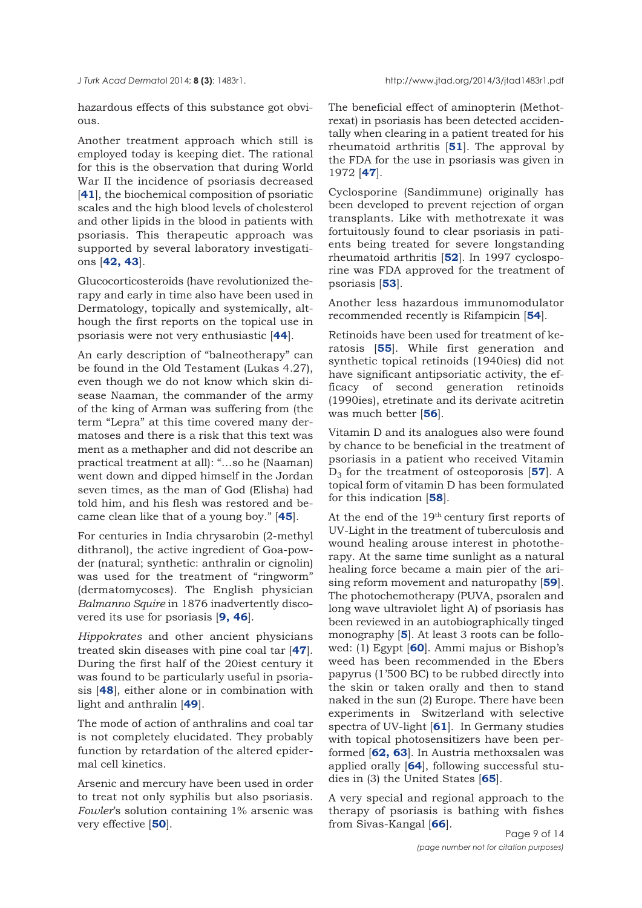hazardous effects of this substance got obvious.

Another treatment approach which still is employed today is keeping diet. The rational for this is the observation that during World War II the incidence of psoriasis decreased [**41**], the biochemical composition of psoriatic scales and the high blood levels of cholesterol and other lipids in the blood in patients with psoriasis. This therapeutic approach was supported by several laboratory investigations [**42, 43**].

Glucocorticosteroids (have revolutionized therapy and early in time also have been used in Dermatology, topically and systemically, although the first reports on the topical use in psoriasis were not very enthusiastic [**44**].

An early description of "balneotherapy" can be found in the Old Testament (Lukas 4.27), even though we do not know which skin disease Naaman, the commander of the army of the king of Arman was suffering from (the term "Lepra" at this time covered many dermatoses and there is a risk that this text was ment as a methapher and did not describe an practical treatment at all): "…so he (Naaman) went down and dipped himself in the Jordan seven times, as the man of God (Elisha) had told him, and his flesh was restored and became clean like that of a young boy." [**45**].

For centuries in India chrysarobin (2-methyl dithranol), the active ingredient of Goa-powder (natural; synthetic: anthralin or cignolin) was used for the treatment of "ringworm" (dermatomycoses). The English physician *Balmanno Squire* in 1876 inadvertently discovered its use for psoriasis [**9, 46**].

*Hippokrates* and other ancient physicians treated skin diseases with pine coal tar [**47**]. During the first half of the 20iest century it was found to be particularly useful in psoriasis [**48**], either alone or in combination with light and anthralin [**49**].

The mode of action of anthralins and coal tar is not completely elucidated. They probably function by retardation of the altered epidermal cell kinetics.

Arsenic and mercury have been used in order to treat not only syphilis but also psoriasis. *Fowler*'s solution containing 1% arsenic was very effective [**50**].

The beneficial effect of aminopterin (Methotrexat) in psoriasis has been detected accidentally when clearing in a patient treated for his rheumatoid arthritis [**51**]. The approval by the FDA for the use in psoriasis was given in 1972 [**47**].

Cyclosporine (Sandimmune) originally has been developed to prevent rejection of organ transplants. Like with methotrexate it was fortuitously found to clear psoriasis in patients being treated for severe longstanding rheumatoid arthritis [**52**]. In 1997 cyclosporine was FDA approved for the treatment of psoriasis [**53**].

Another less hazardous immunomodulator recommended recently is Rifampicin [**54**].

Retinoids have been used for treatment of keratosis [**55**]. While first generation and synthetic topical retinoids (1940ies) did not have significant antipsoriatic activity, the efficacy of second generation retinoids (1990ies), etretinate and its derivate acitretin was much better [**56**].

Vitamin D and its analogues also were found by chance to be beneficial in the treatment of psoriasis in a patient who received Vitamin $D_3$ for the treatment of osteoporosis [**57**]. A topical form of vitamin D has been formulated for this indication [**58**].

At the end of the 19th century first reports of UV-Light in the treatment of tuberculosis and wound healing arouse interest in phototherapy. At the same time sunlight as a natural healing force became a main pier of the arising reform movement and naturopathy [**59**]. The photochemotherapy (PUVA, psoralen and long wave ultraviolet light A) of psoriasis has been reviewed in an autobiographically tinged monography [**5**]. At least 3 roots can be followed: (1) Egypt [**60**]. Ammi majus or Bishop's weed has been recommended in the Ebers papyrus (1'500 BC) to be rubbed directly into the skin or taken orally and then to stand naked in the sun (2) Europe. There have been experiments in Switzerland with selective spectra of UV-light [**61**]. In Germany studies with topical photosensitizers have been performed [**62, 63**]. In Austria methoxsalen was applied orally [**64**], following successful studies in (3) the United States [**65**].

A very special and regional approach to the therapy of psoriasis is bathing with fishes from Sivas-Kangal [**66**].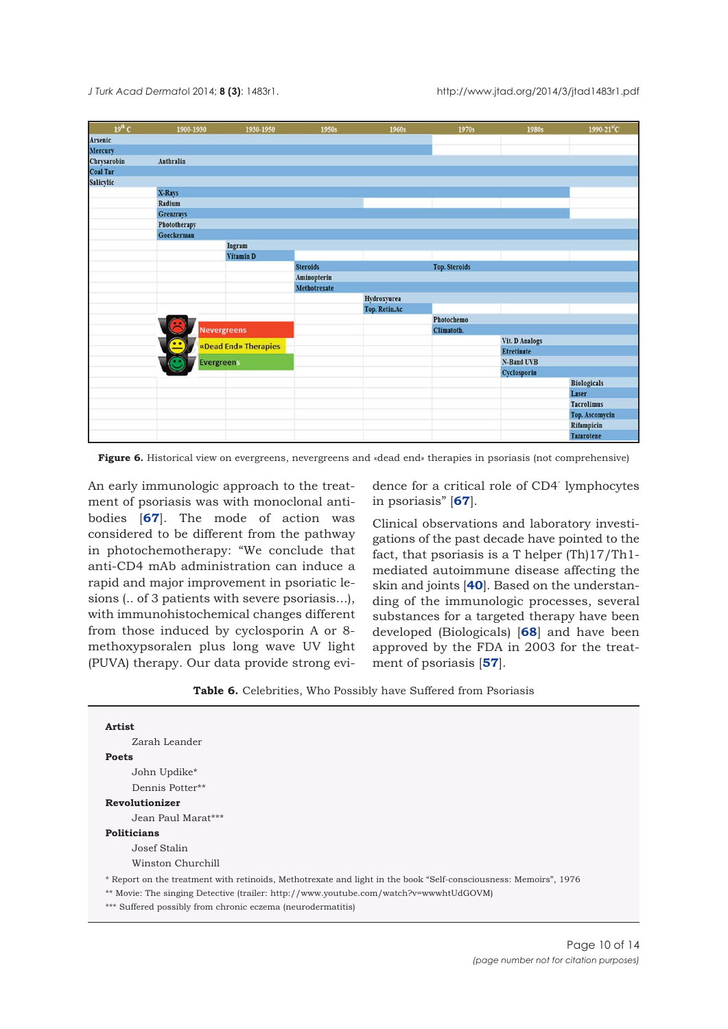| 19th C | 1900-1930 | 1930-1950 | 1950s | 1960s | 1970s | 1980s | 1990-21st C |
|---|---|---|---|---|---|---|---|
| Arsenic | | | | | | | |
| Mercury | | | | | | | |
| Chrysarobin | Anthralin | | | | | | |
| Coal Tar | | | | | | | |
| Salicylic | | | | | | | |
| | X-Rays | | | | | | |
| | Radium | | | | | | |
| | Grenzrays | | | | | | |
| | Phototherapy | | | | | | |
| | Goeckerman | | | | | | |
| | | Ingram | | | | | |
| | | Vitamin D | | | | | |
| | | | Steroids | | Top. Steroids | | |
| | | | Aminopterin | | | | |
| | | | Methotrexate | | | | |
| | | | | Hydroxyurea | | | |
| | | | | Top. Retin.Ac | | | |
| | | | | | Photochemo | | |
| | Nevergreens | | | | Climatoth. | | |
| | «Dead End» Therapies | | | | | Vit. D Analogs | |
| | | | | | | Etretinate | |
| | Evergreens | | | | | N-Band UVB | |
| | | | | | | Cyclosporin | |
| | | | | | | | Biologicals |
| | | | | | | | Laser |
| | | | | | | | Tacrolimus |
| | | | | | | | Top. Ascomycin |
| | | | | | | | Rifampicin |
| | | | | | | | Tazarotene |

**Figure 6.** Historical view on evergreens, nevergreens and «dead end» therapies in psoriasis (not comprehensive)

An early immunologic approach to the treatment of psoriasis was with monoclonal antibodies [67]. The mode of action was considered to be different from the pathway in photochemotherapy: "We conclude that anti-CD4 mAb administration can induce a rapid and major improvement in psoriatic lesions (.. of 3 patients with severe psoriasis…), with immunohistochemical changes different from those induced by cyclosporin A or 8-methoxypsoralen plus long wave UV light (PUVA) therapy. Our data provide strong evidence for a critical role of CD4+ lymphocytes in psoriasis" [67].

Clinical observations and laboratory investigations of the past decade have pointed to the fact, that psoriasis is a T helper (Th)17/Th1-mediated autoimmune disease affecting the skin and joints [40]. Based on the understanding of the immunologic processes, several substances for a targeted therapy have been developed (Biologicals) [68] and have been approved by the FDA in 2003 for the treatment of psoriasis [57].

**Table 6.** Celebrities, Who Possibly have Suffered from Psoriasis

**Artist**
- Zarah Leander

**Poets**
- John Updike*
- Dennis Potter**

**Revolutionizer**
- Jean Paul Marat***

**Politicians**
- Josef Stalin
- Winston Churchill

* Report on the treatment with retinoids, Methotrexate and light in the book "Self-consciousness: Memoirs", 1976

** Movie: The singing Detective (trailer: http://www.youtube.com/watch?v=wwwhtUdGOVM)

*** Suffered possibly from chronic eczema (neurodermatitis)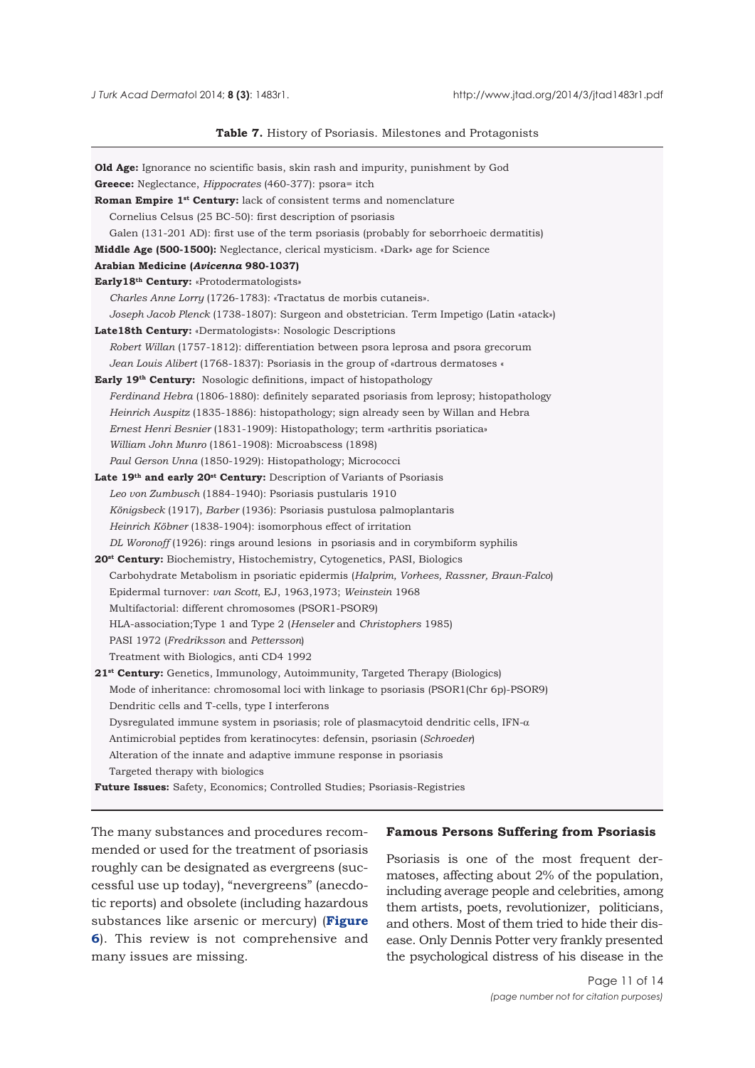**Table 7.** History of Psoriasis. Milestones and Protagonists

**Old Age:** Ignorance no scientific basis, skin rash and impurity, punishment by God
**Greece:** Neglectance, *Hippocrates* (460-377): psora= itch
**Roman Empire 1st Century:** lack of consistent terms and nomenclature
- Cornelius Celsus (25 BC-50): first description of psoriasis
- Galen (131-201 AD): first use of the term psoriasis (probably for seborrhoeic dermatitis)

**Middle Age (500-1500):** Neglectance, clerical mysticism. «Dark» age for Science
**Arabian Medicine (*Avicenna* 980-1037)**
**Early18th Century:** «Protodermatologists»
- *Charles Anne Lorry* (1726-1783): «Tractatus de morbis cutaneis».
- *Joseph Jacob Plenck* (1738-1807): Surgeon and obstetrician. Term Impetigo (Latin «atack»)

**Late18th Century:** «Dermatologists»: Nosologic Descriptions
- *Robert Willan* (1757-1812): differentiation between psora leprosa and psora grecorum
- *Jean Louis Alibert* (1768-1837): Psoriasis in the group of «dartrous dermatoses «

**Early 19th Century:** Nosologic definitions, impact of histopathology
- *Ferdinand Hebra* (1806-1880): definitely separated psoriasis from leprosy; histopathology
- *Heinrich Auspitz* (1835-1886): histopathology; sign already seen by Willan and Hebra
- *Ernest Henri Besnier* (1831-1909): Histopathology; term «arthritis psoriatica»
- *William John Munro* (1861-1908): Microabscess (1898)
- *Paul Gerson Unna* (1850-1929): Histopathology; Micrococci

**Late 19th and early 20st Century:** Description of Variants of Psoriasis
- *Leo von Zumbusch* (1884-1940): Psoriasis pustularis 1910
- *Königsbeck* (1917), *Barber* (1936): Psoriasis pustulosa palmoplantaris
- *Heinrich Köbner* (1838-1904): isomorphous effect of irritation
- *DL Woronoff* (1926): rings around lesions in psoriasis and in corymbiform syphilis

**20st Century:** Biochemistry, Histochemistry, Cytogenetics, PASI, Biologics
- Carbohydrate Metabolism in psoriatic epidermis (*Halprim, Vorhees, Rassner, Braun-Falco*)
- Epidermal turnover: *van Scott*, EJ, 1963,1973; *Weinstein* 1968
- Multifactorial: different chromosomes (PSOR1-PSOR9)
- HLA-association;Type 1 and Type 2 (*Henseler* and *Christophers* 1985)
- PASI 1972 (*Fredriksson* and *Pettersson*)
- Treatment with Biologics, anti CD4 1992

**21st Century:** Genetics, Immunology, Autoimmunity, Targeted Therapy (Biologics)
- Mode of inheritance: chromosomal loci with linkage to psoriasis (PSOR1(Chr 6p)-PSOR9)
- Dendritic cells and T-cells, type I interferons
- Dysregulated immune system in psoriasis; role of plasmacytoid dendritic cells, IFN-$\alpha$
- Antimicrobial peptides from keratinocytes: defensin, psoriasin (*Schroeder*)
- Alteration of the innate and adaptive immune response in psoriasis
- Targeted therapy with biologics

**Future Issues:** Safety, Economics; Controlled Studies; Psoriasis-Registries

The many substances and procedures recommended or used for the treatment of psoriasis roughly can be designated as evergreens (successful use up today), "nevergreens" (anecdotic reports) and obsolete (including hazardous substances like arsenic or mercury) (**Figure 6**). This review is not comprehensive and many issues are missing.

### Famous Persons Suffering from Psoriasis

Psoriasis is one of the most frequent dermatoses, affecting about 2% of the population, including average people and celebrities, among them artists, poets, revolutionizer, politicians, and others. Most of them tried to hide their disease. Only Dennis Potter very frankly presented the psychological distress of his disease in the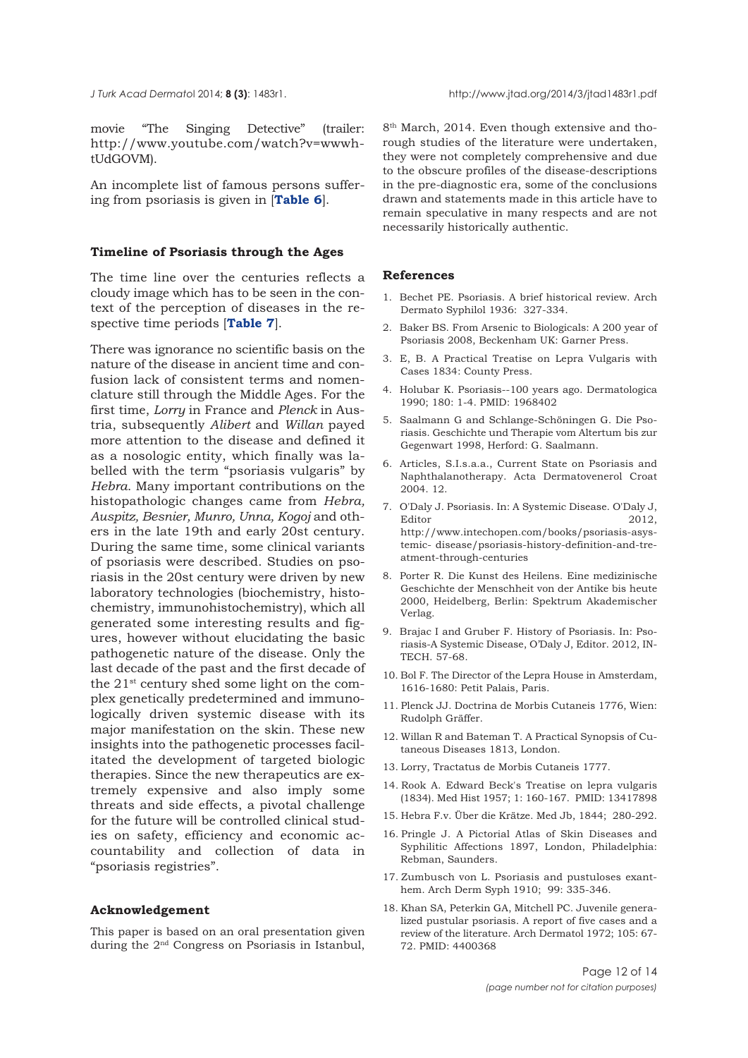movie "The Singing Detective" (trailer: http://www.youtube.com/watch?v=wwwhtUdGOVM).

An incomplete list of famous persons suffering from psoriasis is given in [**Table 6**].

### Timeline of Psoriasis through the Ages

The time line over the centuries reflects a cloudy image which has to be seen in the context of the perception of diseases in the respective time periods [**Table 7**].

There was ignorance no scientific basis on the nature of the disease in ancient time and confusion lack of consistent terms and nomenclature still through the Middle Ages. For the first time, *Lorry* in France and *Plenck* in Austria, subsequently *Alibert* and *Willan* payed more attention to the disease and defined it as a nosologic entity, which finally was labelled with the term "psoriasis vulgaris" by *Hebra*. Many important contributions on the histopathologic changes came from *Hebra, Auspitz, Besnier, Munro, Unna, Kogoj* and others in the late 19th and early 20st century. During the same time, some clinical variants of psoriasis were described. Studies on psoriasis in the 20st century were driven by new laboratory technologies (biochemistry, histochemistry, immunohistochemistry), which all generated some interesting results and figures, however without elucidating the basic pathogenetic nature of the disease. Only the last decade of the past and the first decade of the 21st century shed some light on the complex genetically predetermined and immunologically driven systemic disease with its major manifestation on the skin. These new insights into the pathogenetic processes facilitated the development of targeted biologic therapies. Since the new therapeutics are extremely expensive and also imply some threats and side effects, a pivotal challenge for the future will be controlled clinical studies on safety, efficiency and economic accountability and collection of data in "psoriasis registries".

### Acknowledgement

This paper is based on an oral presentation given during the 2nd Congress on Psoriasis in Istanbul, 8th March, 2014. Even though extensive and thorough studies of the literature were undertaken, they were not completely comprehensive and due to the obscure profiles of the disease-descriptions in the pre-diagnostic era, some of the conclusions drawn and statements made in this article have to remain speculative in many respects and are not necessarily historically authentic.

### References

1. Bechet PE. Psoriasis. A brief historical review. Arch Dermato Syphilol 1936: 327-334.
2. Baker BS. From Arsenic to Biologicals: A 200 year of Psoriasis 2008, Beckenham UK: Garner Press.
3. E, B. A Practical Treatise on Lepra Vulgaris with Cases 1834: County Press.
4. Holubar K. Psoriasis--100 years ago. Dermatologica 1990; 180: 1-4. PMID: 1968402
5. Saalmann G and Schlange-Schöningen G. Die Psoriasis. Geschichte und Therapie vom Altertum bis zur Gegenwart 1998, Herford: G. Saalmann.
6. Articles, S.I.s.a.a., Current State on Psoriasis and Naphthalanotherapy. Acta Dermatovenerol Croat 2004. 12.
7. O'Daly J. Psoriasis. In: A Systemic Disease. O'Daly J, Editor 2012, http://www.intechopen.com/books/psoriasis-asystemic- disease/psoriasis-history-definition-and-treatment-through-centuries
8. Porter R. Die Kunst des Heilens. Eine medizinische Geschichte der Menschheit von der Antike bis heute 2000, Heidelberg, Berlin: Spektrum Akademischer Verlag.
9. Brajac I and Gruber F. History of Psoriasis. In: Psoriasis-A Systemic Disease, O'Daly J, Editor. 2012, INTECH. 57-68.
10. Bol F. The Director of the Lepra House in Amsterdam, 1616-1680: Petit Palais, Paris.
11. Plenck JJ. Doctrina de Morbis Cutaneis 1776, Wien: Rudolph Gräffer.
12. Willan R and Bateman T. A Practical Synopsis of Cutaneous Diseases 1813, London.
13. Lorry, Tractatus de Morbis Cutaneis 1777.
14. Rook A. Edward Beck's Treatise on lepra vulgaris (1834). Med Hist 1957; 1: 160-167. PMID: 13417898
15. Hebra F.v. Über die Krätze. Med Jb, 1844; 280-292.
16. Pringle J. A Pictorial Atlas of Skin Diseases and Syphilitic Affections 1897, London, Philadelphia: Rebman, Saunders.
17. Zumbusch von L. Psoriasis and pustuloses exanthem. Arch Derm Syph 1910; 99: 335-346.
18. Khan SA, Peterkin GA, Mitchell PC. Juvenile generalized pustular psoriasis. A report of five cases and a review of the literature. Arch Dermatol 1972; 105: 67-72. PMID: 4400368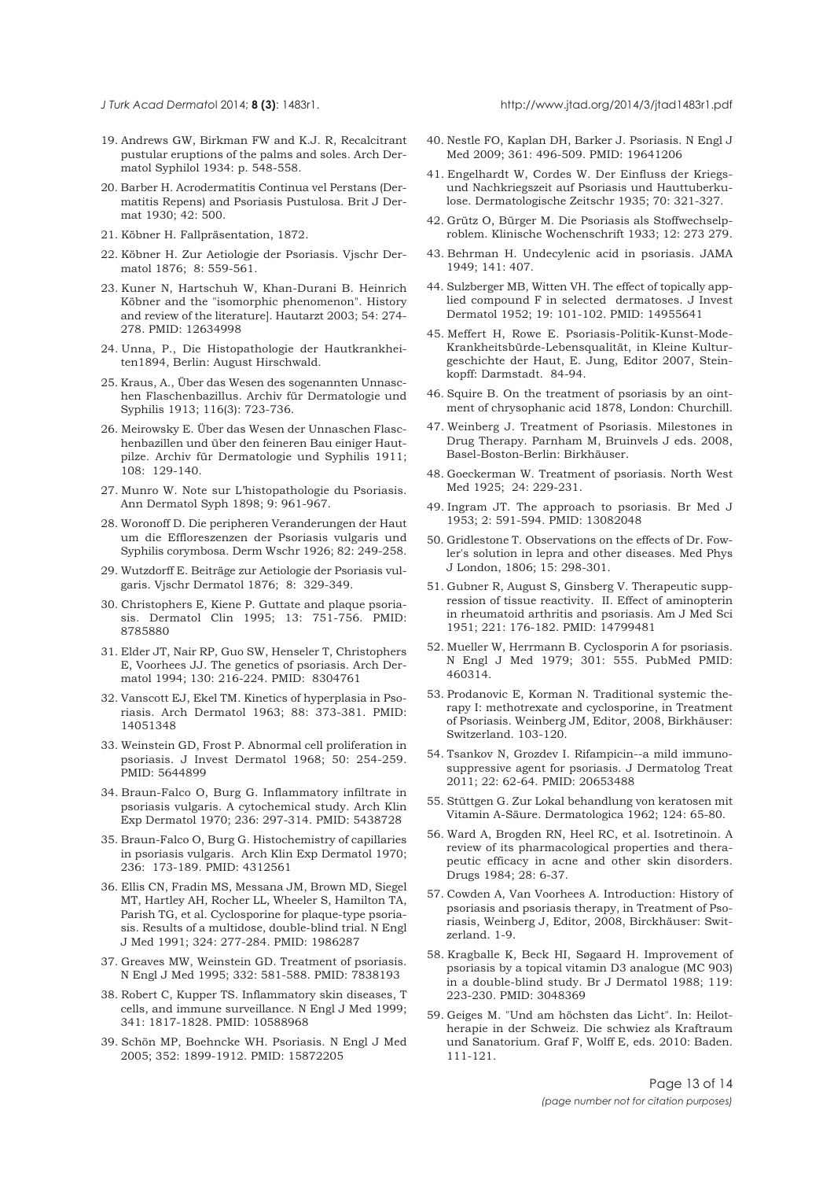19. Andrews GW, Birkman FW and K.J. R, Recalcitrant pustular eruptions of the palms and soles. Arch Dermatol Syphilol 1934: p. 548-558.
20. Barber H. Acrodermatitis Continua vel Perstans (Dermatitis Repens) and Psoriasis Pustulosa. Brit J Dermat 1930; 42: 500.
21. Köbner H. Fallpräsentation, 1872.
22. Köbner H. Zur Aetiologie der Psoriasis. Vjschr Dermatol 1876; 8: 559-561.
23. Kuner N, Hartschuh W, Khan-Durani B. Heinrich Köbner and the "isomorphic phenomenon". History and review of the literature]. Hautarzt 2003; 54: 274-278. PMID: 12634998
24. Unna, P., Die Histopathologie der Hautkrankheiten1894, Berlin: August Hirschwald.
25. Kraus, A., Über das Wesen des sogenannten Unnaschen Flaschenbazillus. Archiv für Dermatologie und Syphilis 1913; 116(3): 723-736.
26. Meirowsky E. Über das Wesen der Unnaschen Flaschenbazillen und über den feineren Bau einiger Hautpilze. Archiv für Dermatologie und Syphilis 1911; 108: 129-140.
27. Munro W. Note sur L'histopathologie du Psoriasis. Ann Dermatol Syph 1898; 9: 961-967.
28. Woronoff D. Die peripheren Veranderungen der Haut um die Effloreszenzen der Psoriasis vulgaris und Syphilis corymbosa. Derm Wschr 1926; 82: 249-258.
29. Wutzdorff E. Beiträge zur Aetiologie der Psoriasis vulgaris. Vjschr Dermatol 1876; 8: 329-349.
30. Christophers E, Kiene P. Guttate and plaque psoriasis. Dermatol Clin 1995; 13: 751-756. PMID: 8785880
31. Elder JT, Nair RP, Guo SW, Henseler T, Christophers E, Voorhees JJ. The genetics of psoriasis. Arch Dermatol 1994; 130: 216-224. PMID: 8304761
32. Vanscott EJ, Ekel TM. Kinetics of hyperplasia in Psoriasis. Arch Dermatol 1963; 88: 373-381. PMID: 14051348
33. Weinstein GD, Frost P. Abnormal cell proliferation in psoriasis. J Invest Dermatol 1968; 50: 254-259. PMID: 5644899
34. Braun-Falco O, Burg G. Inflammatory infiltrate in psoriasis vulgaris. A cytochemical study. Arch Klin Exp Dermatol 1970; 236: 297-314. PMID: 5438728
35. Braun-Falco O, Burg G. Histochemistry of capillaries in psoriasis vulgaris. Arch Klin Exp Dermatol 1970; 236: 173-189. PMID: 4312561
36. Ellis CN, Fradin MS, Messana JM, Brown MD, Siegel MT, Hartley AH, Rocher LL, Wheeler S, Hamilton TA, Parish TG, et al. Cyclosporine for plaque-type psoriasis. Results of a multidose, double-blind trial. N Engl J Med 1991; 324: 277-284. PMID: 1986287
37. Greaves MW, Weinstein GD. Treatment of psoriasis. N Engl J Med 1995; 332: 581-588. PMID: 7838193
38. Robert C, Kupper TS. Inflammatory skin diseases, T cells, and immune surveillance. N Engl J Med 1999; 341: 1817-1828. PMID: 10588968
39. Schön MP, Boehncke WH. Psoriasis. N Engl J Med 2005; 352: 1899-1912. PMID: 15872205
40. Nestle FO, Kaplan DH, Barker J. Psoriasis. N Engl J Med 2009; 361: 496-509. PMID: 19641206
41. Engelhardt W, Cordes W. Der Einfluss der Kriegs- und Nachkriegszeit auf Psoriasis und Hauttuberkulose. Dermatologische Zeitschr 1935; 70: 321-327.
42. Grütz O, Bürger M. Die Psoriasis als Stoffwechselproblem. Klinische Wochenschrift 1933; 12: 273 279.
43. Behrman H. Undecylenic acid in psoriasis. JAMA 1949; 141: 407.
44. Sulzberger MB, Witten VH. The effect of topically applied compound F in selected dermatoses. J Invest Dermatol 1952; 19: 101-102. PMID: 14955641
45. Meffert H, Rowe E. Psoriasis-Politik-Kunst-Mode-Krankheitsbürde-Lebensqualität, in Kleine Kulturgeschichte der Haut, E. Jung, Editor 2007, Steinkopff: Darmstadt. 84-94.
46. Squire B. On the treatment of psoriasis by an ointment of chrysophanic acid 1878, London: Churchill.
47. Weinberg J. Treatment of Psoriasis. Milestones in Drug Therapy. Parnham M, Bruinvels J eds. 2008, Basel-Boston-Berlin: Birkhäuser.
48. Goeckerman W. Treatment of psoriasis. North West Med 1925; 24: 229-231.
49. Ingram JT. The approach to psoriasis. Br Med J 1953; 2: 591-594. PMID: 13082048
50. Gridlestone T. Observations on the effects of Dr. Fowler's solution in lepra and other diseases. Med Phys J London, 1806; 15: 298-301.
51. Gubner R, August S, Ginsberg V. Therapeutic suppression of tissue reactivity. II. Effect of aminopterin in rheumatoid arthritis and psoriasis. Am J Med Sci 1951; 221: 176-182. PMID: 14799481
52. Mueller W, Herrmann B. Cyclosporin A for psoriasis. N Engl J Med 1979; 301: 555. PubMed PMID: 460314.
53. Prodanovic E, Korman N. Traditional systemic therapy I: methotrexate and cyclosporine, in Treatment of Psoriasis. Weinberg JM, Editor, 2008, Birkhäuser: Switzerland. 103-120.
54. Tsankov N, Grozdev I. Rifampicin--a mild immunosuppressive agent for psoriasis. J Dermatolog Treat 2011; 22: 62-64. PMID: 20653488
55. Stüttgen G. Zur Lokal behandlung von keratosen mit Vitamin A-Säure. Dermatologica 1962; 124: 65-80.
56. Ward A, Brogden RN, Heel RC, et al. Isotretinoin. A review of its pharmacological properties and therapeutic efficacy in acne and other skin disorders. Drugs 1984; 28: 6-37.
57. Cowden A, Van Voorhees A. Introduction: History of psoriasis and psoriasis therapy, in Treatment of Psoriasis, Weinberg J, Editor, 2008, Birckhäuser: Switzerland. 1-9.
58. Kragballe K, Beck HI, Søgaard H. Improvement of psoriasis by a topical vitamin D3 analogue (MC 903) in a double-blind study. Br J Dermatol 1988; 119: 223-230. PMID: 3048369
59. Geiges M. "Und am höchsten das Licht". In: Heilotherapie in der Schweiz. Die schwiez als Kraftraum und Sanatorium. Graf F, Wolff E, eds. 2010: Baden. 111-121.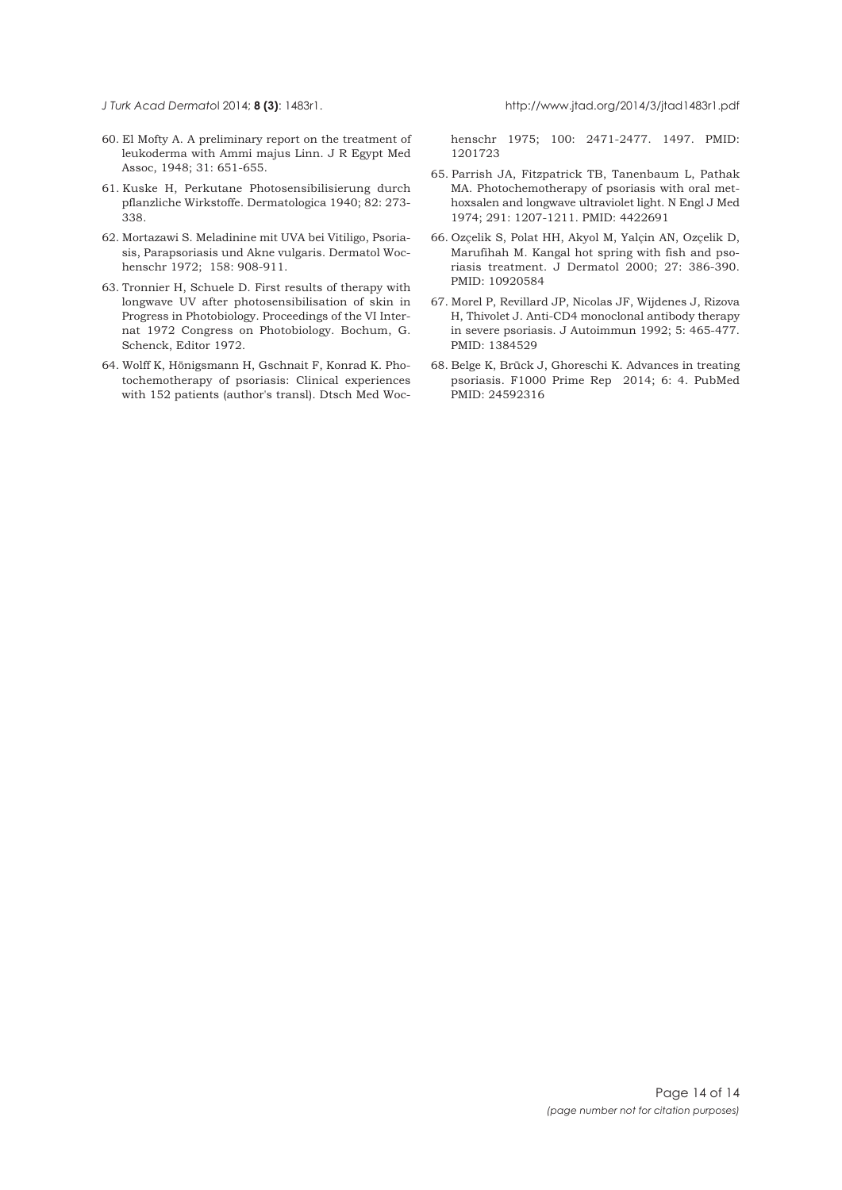60. El Mofty A. A preliminary report on the treatment of leukoderma with Ammi majus Linn. J R Egypt Med Assoc, 1948; 31: 651-655.

61. Kuske H, Perkutane Photosensibilisierung durch pflanzliche Wirkstoffe. Dermatologica 1940; 82: 273-338.

62. Mortazawi S. Meladinine mit UVA bei Vitiligo, Psoriasis, Parapsoriasis und Akne vulgaris. Dermatol Wochenschr 1972; 158: 908-911.

63. Tronnier H, Schuele D. First results of therapy with longwave UV after photosensibilisation of skin in Progress in Photobiology. Proceedings of the VI Internat 1972 Congress on Photobiology. Bochum, G. Schenck, Editor 1972.

64. Wolff K, Hönigsmann H, Gschnait F, Konrad K. Photochemotherapy of psoriasis: Clinical experiences with 152 patients (author's transl). Dtsch Med Wochenschr 1975; 100: 2471-2477. 1497. PMID: 1201723

65. Parrish JA, Fitzpatrick TB, Tanenbaum L, Pathak MA. Photochemotherapy of psoriasis with oral methoxsalen and longwave ultraviolet light. N Engl J Med 1974; 291: 1207-1211. PMID: 4422691

66. Ozçelik S, Polat HH, Akyol M, Yalçin AN, Ozçelik D, Marufihah M. Kangal hot spring with fish and psoriasis treatment. J Dermatol 2000; 27: 386-390. PMID: 10920584

67. Morel P, Revillard JP, Nicolas JF, Wijdenes J, Rizova H, Thivolet J. Anti-CD4 monoclonal antibody therapy in severe psoriasis. J Autoimmun 1992; 5: 465-477. PMID: 1384529

68. Belge K, Brück J, Ghoreschi K. Advances in treating psoriasis. F1000 Prime Rep 2014; 6: 4. PubMed PMID: 24592316